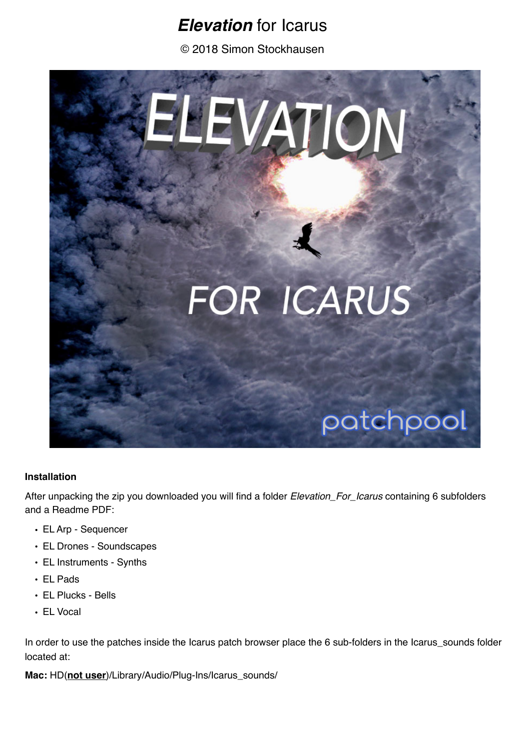# ***Elevation*** for Icarus

© 2018 Simon Stockhausen

### Installation

After unpacking the zip you downloaded you will find a folder *Elevation_For_Icarus* containing 6 subfolders and a Readme PDF:

- EL Arp - Sequencer
- EL Drones - Soundscapes
- EL Instruments - Synths
- EL Pads
- EL Plucks - Bells
- EL Vocal

In order to use the patches inside the Icarus patch browser place the 6 sub-folders in the Icarus_sounds folder located at:

**Mac:** HD(**not user**)/Library/Audio/Plug-Ins/Icarus_sounds/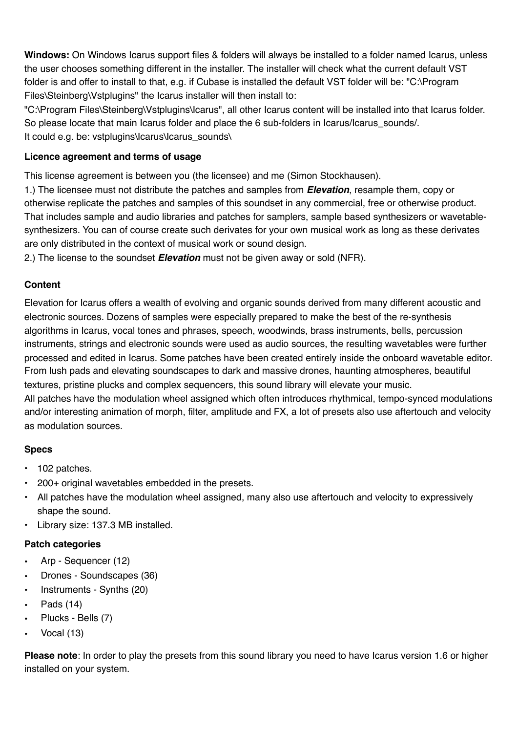**Windows:** On Windows Icarus support files & folders will always be installed to a folder named Icarus, unless the user chooses something different in the installer. The installer will check what the current default VST folder is and offer to install to that, e.g. if Cubase is installed the default VST folder will be: "C:\Program Files\Steinberg\Vstplugins" the Icarus installer will then install to:
"C:\Program Files\Steinberg\Vstplugins\Icarus", all other Icarus content will be installed into that Icarus folder. So please locate that main Icarus folder and place the 6 sub-folders in Icarus/Icarus_sounds/.
It could e.g. be: vstplugins\Icarus\Icarus_sounds\

**Licence agreement and terms of usage**

This license agreement is between you (the licensee) and me (Simon Stockhausen).
1.) The licensee must not distribute the patches and samples from ***Elevation***, resample them, copy or otherwise replicate the patches and samples of this soundset in any commercial, free or otherwise product. That includes sample and audio libraries and patches for samplers, sample based synthesizers or wavetable-synthesizers. You can of course create such derivates for your own musical work as long as these derivates are only distributed in the context of musical work or sound design.
2.) The license to the soundset ***Elevation*** must not be given away or sold (NFR).

**Content**

Elevation for Icarus offers a wealth of evolving and organic sounds derived from many different acoustic and electronic sources. Dozens of samples were especially prepared to make the best of the re-synthesis algorithms in Icarus, vocal tones and phrases, speech, woodwinds, brass instruments, bells, percussion instruments, strings and electronic sounds were used as audio sources, the resulting wavetables were further processed and edited in Icarus. Some patches have been created entirely inside the onboard wavetable editor. From lush pads and elevating soundscapes to dark and massive drones, haunting atmospheres, beautiful textures, pristine plucks and complex sequencers, this sound library will elevate your music.
All patches have the modulation wheel assigned which often introduces rhythmical, tempo-synced modulations and/or interesting animation of morph, filter, amplitude and FX, a lot of presets also use aftertouch and velocity as modulation sources.

**Specs**

- 102 patches.
- 200+ original wavetables embedded in the presets.
- All patches have the modulation wheel assigned, many also use aftertouch and velocity to expressively shape the sound.
- Library size: 137.3 MB installed.

**Patch categories**

- Arp - Sequencer (12)
- Drones - Soundscapes (36)
- Instruments - Synths (20)
- Pads (14)
- Plucks - Bells (7)
- Vocal (13)

**Please note**: In order to play the presets from this sound library you need to have Icarus version 1.6 or higher installed on your system.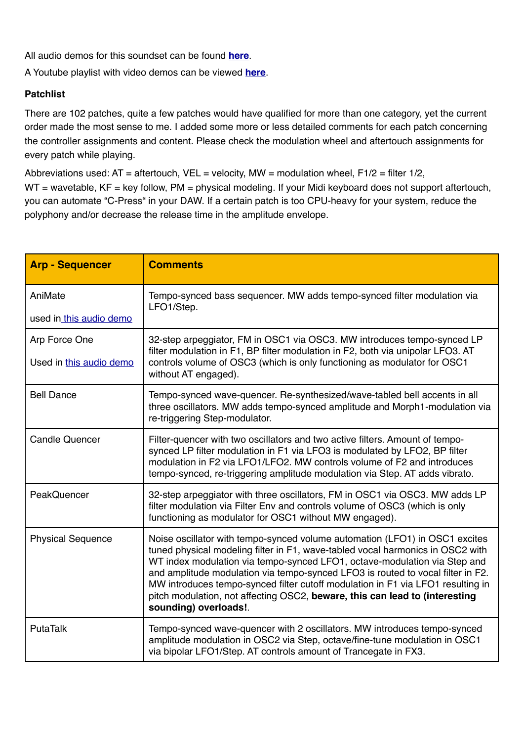All audio demos for this soundset can be found **here**.

A Youtube playlist with video demos can be viewed **here**.

**Patchlist**

There are 102 patches, quite a few patches would have qualified for more than one category, yet the current order made the most sense to me. I added some more or less detailed comments for each patch concerning the controller assignments and content. Please check the modulation wheel and aftertouch assignments for every patch while playing.

Abbreviations used: AT = aftertouch, VEL = velocity, MW = modulation wheel, F1/2 = filter 1/2, WT = wavetable, KF = key follow, PM = physical modeling. If your Midi keyboard does not support aftertouch, you can automate “C-Press“ in your DAW. If a certain patch is too CPU-heavy for your system, reduce the polyphony and/or decrease the release time in the amplitude envelope.

| **Arp - Sequencer** | **Comments** |
| --- | --- |
| AniMate<br><br>used in this audio demo | Tempo-synced bass sequencer. MW adds tempo-synced filter modulation via LFO1/Step. |
| Arp Force One<br><br>Used in this audio demo | 32-step arpeggiator, FM in OSC1 via OSC3. MW introduces tempo-synced LP filter modulation in F1, BP filter modulation in F2, both via unipolar LFO3. AT controls volume of OSC3 (which is only functioning as modulator for OSC1 without AT engaged). |
| Bell Dance | Tempo-synced wave-quencer. Re-synthesized/wave-tabled bell accents in all three oscillators. MW adds tempo-synced amplitude and Morph1-modulation via re-triggering Step-modulator. |
| Candle Quencer | Filter-quencer with two oscillators and two active filters. Amount of tempo-synced LP filter modulation in F1 via LFO3 is modulated by LFO2, BP filter modulation in F2 via LFO1/LFO2. MW controls volume of F2 and introduces tempo-synced, re-triggering amplitude modulation via Step. AT adds vibrato. |
| PeakQuencer | 32-step arpeggiator with three oscillators, FM in OSC1 via OSC3. MW adds LP filter modulation via Filter Env and controls volume of OSC3 (which is only functioning as modulator for OSC1 without MW engaged). |
| Physical Sequence | Noise oscillator with tempo-synced volume automation (LFO1) in OSC1 excites tuned physical modeling filter in F1, wave-tabled vocal harmonics in OSC2 with WT index modulation via tempo-synced LFO1, octave-modulation via Step and and amplitude modulation via tempo-synced LFO3 is routed to vocal filter in F2. MW introduces tempo-synced filter cutoff modulation in F1 via LFO1 resulting in pitch modulation, not affecting OSC2, **beware, this can lead to (interesting sounding) overloads!**. |
| PutaTalk | Tempo-synced wave-quencer with 2 oscillators. MW introduces tempo-synced amplitude modulation in OSC2 via Step, octave/fine-tune modulation in OSC1 via bipolar LFO1/Step. AT controls amount of Trancegate in FX3. |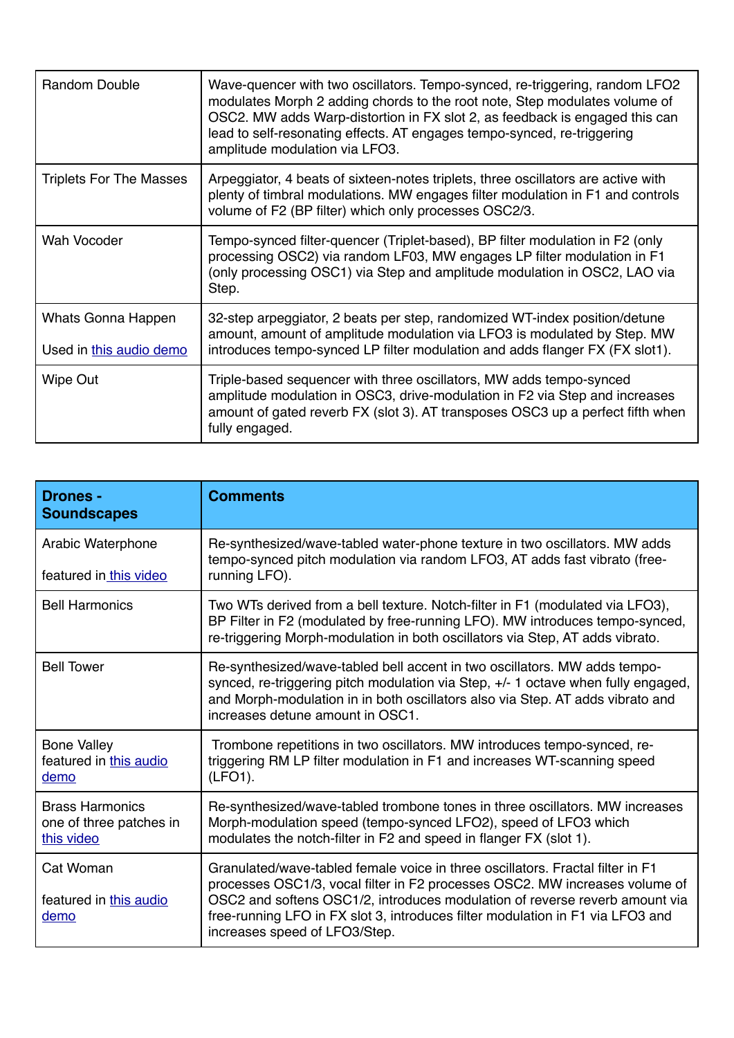| | |
|---|---|
| Random Double | Wave-quencer with two oscillators. Tempo-synced, re-triggering, random LFO2 modulates Morph 2 adding chords to the root note, Step modulates volume of OSC2. MW adds Warp-distortion in FX slot 2, as feedback is engaged this can lead to self-resonating effects. AT engages tempo-synced, re-triggering amplitude modulation via LFO3. |
| Triplets For The Masses | Arpeggiator, 4 beats of sixteen-notes triplets, three oscillators are active with plenty of timbral modulations. MW engages filter modulation in F1 and controls volume of F2 (BP filter) which only processes OSC2/3. |
| Wah Vocoder | Tempo-synced filter-quencer (Triplet-based), BP filter modulation in F2 (only processing OSC2) via random LF03, MW engages LP filter modulation in F1 (only processing OSC1) via Step and amplitude modulation in OSC2, LAO via Step. |
| Whats Gonna Happen<br><br>Used in this audio demo | 32-step arpeggiator, 2 beats per step, randomized WT-index position/detune amount, amount of amplitude modulation via LFO3 is modulated by Step. MW introduces tempo-synced LP filter modulation and adds flanger FX (FX slot1). |
| Wipe Out | Triple-based sequencer with three oscillators, MW adds tempo-synced amplitude modulation in OSC3, drive-modulation in F2 via Step and increases amount of gated reverb FX (slot 3). AT transposes OSC3 up a perfect fifth when fully engaged. |

| **Drones - Soundscapes** | **Comments** |
|---|---|
| Arabic Waterphone<br><br>featured in this video | Re-synthesized/wave-tabled water-phone texture in two oscillators. MW adds tempo-synced pitch modulation via random LFO3, AT adds fast vibrato (free-running LFO). |
| Bell Harmonics | Two WTs derived from a bell texture. Notch-filter in F1 (modulated via LFO3), BP Filter in F2 (modulated by free-running LFO). MW introduces tempo-synced, re-triggering Morph-modulation in both oscillators via Step, AT adds vibrato. |
| Bell Tower | Re-synthesized/wave-tabled bell accent in two oscillators. MW adds tempo-synced, re-triggering pitch modulation via Step, +/- 1 octave when fully engaged, and Morph-modulation in in both oscillators also via Step. AT adds vibrato and increases detune amount in OSC1. |
| Bone Valley<br>featured in this audio demo | Trombone repetitions in two oscillators. MW introduces tempo-synced, re-triggering RM LP filter modulation in F1 and increases WT-scanning speed (LFO1). |
| Brass Harmonics<br>one of three patches in this video | Re-synthesized/wave-tabled trombone tones in three oscillators. MW increases Morph-modulation speed (tempo-synced LFO2), speed of LFO3 which modulates the notch-filter in F2 and speed in flanger FX (slot 1). |
| Cat Woman<br><br>featured in this audio demo | Granulated/wave-tabled female voice in three oscillators. Fractal filter in F1 processes OSC1/3, vocal filter in F2 processes OSC2. MW increases volume of OSC2 and softens OSC1/2, introduces modulation of reverse reverb amount via free-running LFO in FX slot 3, introduces filter modulation in F1 via LFO3 and increases speed of LFO3/Step. |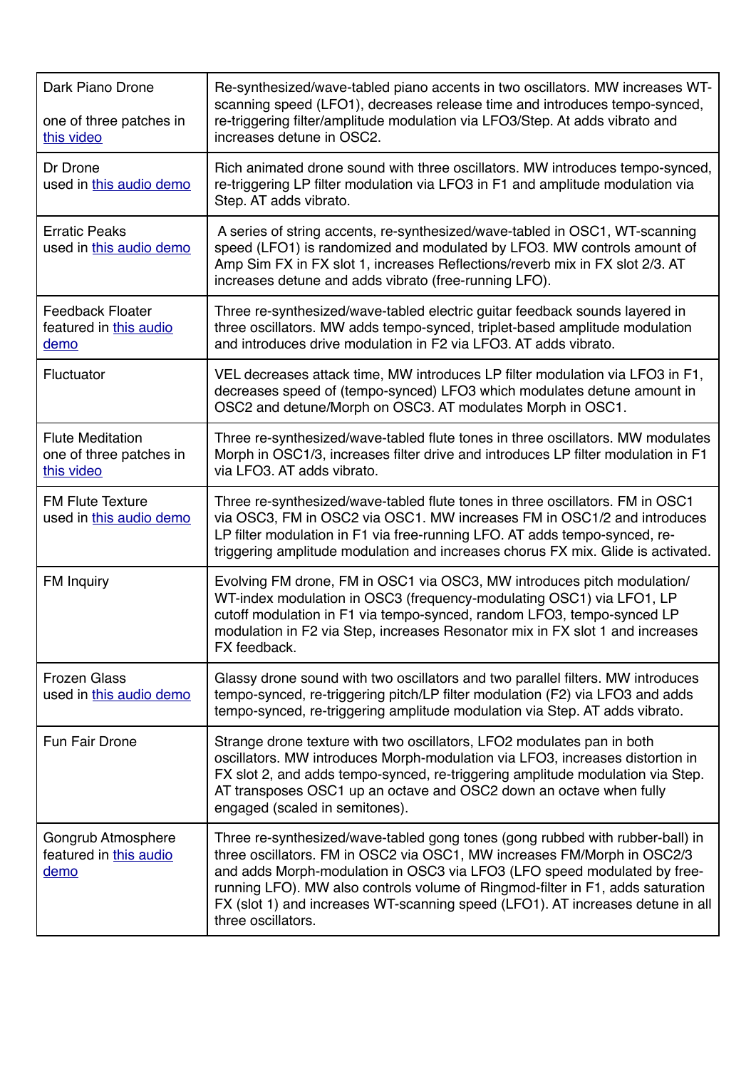| | |
|---|---|
| Dark Piano Drone<br><br>one of three patches in this video | Re-synthesized/wave-tabled piano accents in two oscillators. MW increases WT-scanning speed (LFO1), decreases release time and introduces tempo-synced, re-triggering filter/amplitude modulation via LFO3/Step. At adds vibrato and increases detune in OSC2. |
| Dr Drone<br>used in this audio demo | Rich animated drone sound with three oscillators. MW introduces tempo-synced, re-triggering LP filter modulation via LFO3 in F1 and amplitude modulation via Step. AT adds vibrato. |
| Erratic Peaks<br>used in this audio demo | A series of string accents, re-synthesized/wave-tabled in OSC1, WT-scanning speed (LFO1) is randomized and modulated by LFO3. MW controls amount of Amp Sim FX in FX slot 1, increases Reflections/reverb mix in FX slot 2/3. AT increases detune and adds vibrato (free-running LFO). |
| Feedback Floater<br>featured in this audio demo | Three re-synthesized/wave-tabled electric guitar feedback sounds layered in three oscillators. MW adds tempo-synced, triplet-based amplitude modulation and introduces drive modulation in F2 via LFO3. AT adds vibrato. |
| Fluctuator | VEL decreases attack time, MW introduces LP filter modulation via LFO3 in F1, decreases speed of (tempo-synced) LFO3 which modulates detune amount in OSC2 and detune/Morph on OSC3. AT modulates Morph in OSC1. |
| Flute Meditation<br>one of three patches in this video | Three re-synthesized/wave-tabled flute tones in three oscillators. MW modulates Morph in OSC1/3, increases filter drive and introduces LP filter modulation in F1 via LFO3. AT adds vibrato. |
| FM Flute Texture<br>used in this audio demo | Three re-synthesized/wave-tabled flute tones in three oscillators. FM in OSC1 via OSC3, FM in OSC2 via OSC1. MW increases FM in OSC1/2 and introduces LP filter modulation in F1 via free-running LFO. AT adds tempo-synced, re-triggering amplitude modulation and increases chorus FX mix. Glide is activated. |
| FM Inquiry | Evolving FM drone, FM in OSC1 via OSC3, MW introduces pitch modulation/ WT-index modulation in OSC3 (frequency-modulating OSC1) via LFO1, LP cutoff modulation in F1 via tempo-synced, random LFO3, tempo-synced LP modulation in F2 via Step, increases Resonator mix in FX slot 1 and increases FX feedback. |
| Frozen Glass<br>used in this audio demo | Glassy drone sound with two oscillators and two parallel filters. MW introduces tempo-synced, re-triggering pitch/LP filter modulation (F2) via LFO3 and adds tempo-synced, re-triggering amplitude modulation via Step. AT adds vibrato. |
| Fun Fair Drone | Strange drone texture with two oscillators, LFO2 modulates pan in both oscillators. MW introduces Morph-modulation via LFO3, increases distortion in FX slot 2, and adds tempo-synced, re-triggering amplitude modulation via Step. AT transposes OSC1 up an octave and OSC2 down an octave when fully engaged (scaled in semitones). |
| Gongrub Atmosphere<br>featured in this audio demo | Three re-synthesized/wave-tabled gong tones (gong rubbed with rubber-ball) in three oscillators. FM in OSC2 via OSC1, MW increases FM/Morph in OSC2/3 and adds Morph-modulation in OSC3 via LFO3 (LFO speed modulated by free-running LFO). MW also controls volume of Ringmod-filter in F1, adds saturation FX (slot 1) and increases WT-scanning speed (LFO1). AT increases detune in all three oscillators. |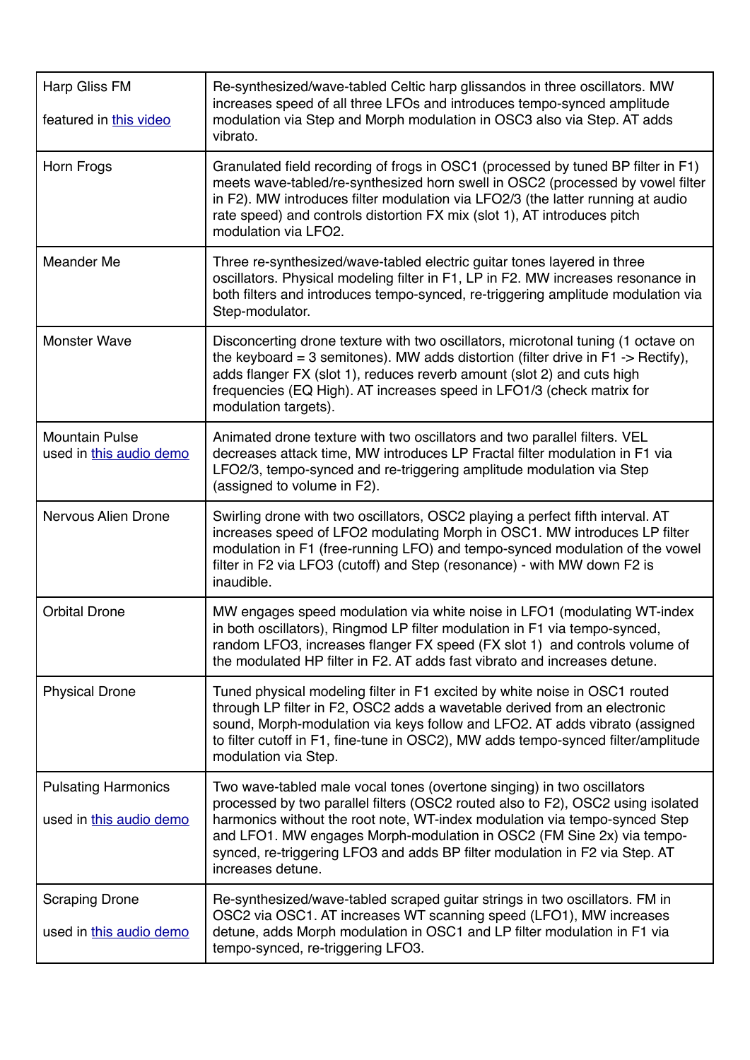| | |
|---|---|
| Harp Gliss FM<br><br>featured in this video | Re-synthesized/wave-tabled Celtic harp glissandos in three oscillators. MW increases speed of all three LFOs and introduces tempo-synced amplitude modulation via Step and Morph modulation in OSC3 also via Step. AT adds vibrato. |
| Horn Frogs | Granulated field recording of frogs in OSC1 (processed by tuned BP filter in F1) meets wave-tabled/re-synthesized horn swell in OSC2 (processed by vowel filter in F2). MW introduces filter modulation via LFO2/3 (the latter running at audio rate speed) and controls distortion FX mix (slot 1), AT introduces pitch modulation via LFO2. |
| Meander Me | Three re-synthesized/wave-tabled electric guitar tones layered in three oscillators. Physical modeling filter in F1, LP in F2. MW increases resonance in both filters and introduces tempo-synced, re-triggering amplitude modulation via Step-modulator. |
| Monster Wave | Disconcerting drone texture with two oscillators, microtonal tuning (1 octave on the keyboard = 3 semitones). MW adds distortion (filter drive in F1 -> Rectify), adds flanger FX (slot 1), reduces reverb amount (slot 2) and cuts high frequencies (EQ High). AT increases speed in LFO1/3 (check matrix for modulation targets). |
| Mountain Pulse<br>used in this audio demo | Animated drone texture with two oscillators and two parallel filters. VEL decreases attack time, MW introduces LP Fractal filter modulation in F1 via LFO2/3, tempo-synced and re-triggering amplitude modulation via Step (assigned to volume in F2). |
| Nervous Alien Drone | Swirling drone with two oscillators, OSC2 playing a perfect fifth interval. AT increases speed of LFO2 modulating Morph in OSC1. MW introduces LP filter modulation in F1 (free-running LFO) and tempo-synced modulation of the vowel filter in F2 via LFO3 (cutoff) and Step (resonance) - with MW down F2 is inaudible. |
| Orbital Drone | MW engages speed modulation via white noise in LFO1 (modulating WT-index in both oscillators), Ringmod LP filter modulation in F1 via tempo-synced, random LFO3, increases flanger FX speed (FX slot 1) and controls volume of the modulated HP filter in F2. AT adds fast vibrato and increases detune. |
| Physical Drone | Tuned physical modeling filter in F1 excited by white noise in OSC1 routed through LP filter in F2, OSC2 adds a wavetable derived from an electronic sound, Morph-modulation via keys follow and LFO2. AT adds vibrato (assigned to filter cutoff in F1, fine-tune in OSC2), MW adds tempo-synced filter/amplitude modulation via Step. |
| Pulsating Harmonics<br><br>used in this audio demo | Two wave-tabled male vocal tones (overtone singing) in two oscillators processed by two parallel filters (OSC2 routed also to F2), OSC2 using isolated harmonics without the root note, WT-index modulation via tempo-synced Step and LFO1. MW engages Morph-modulation in OSC2 (FM Sine 2x) via tempo-synced, re-triggering LFO3 and adds BP filter modulation in F2 via Step. AT increases detune. |
| Scraping Drone<br><br>used in this audio demo | Re-synthesized/wave-tabled scraped guitar strings in two oscillators. FM in OSC2 via OSC1. AT increases WT scanning speed (LFO1), MW increases detune, adds Morph modulation in OSC1 and LP filter modulation in F1 via tempo-synced, re-triggering LFO3. |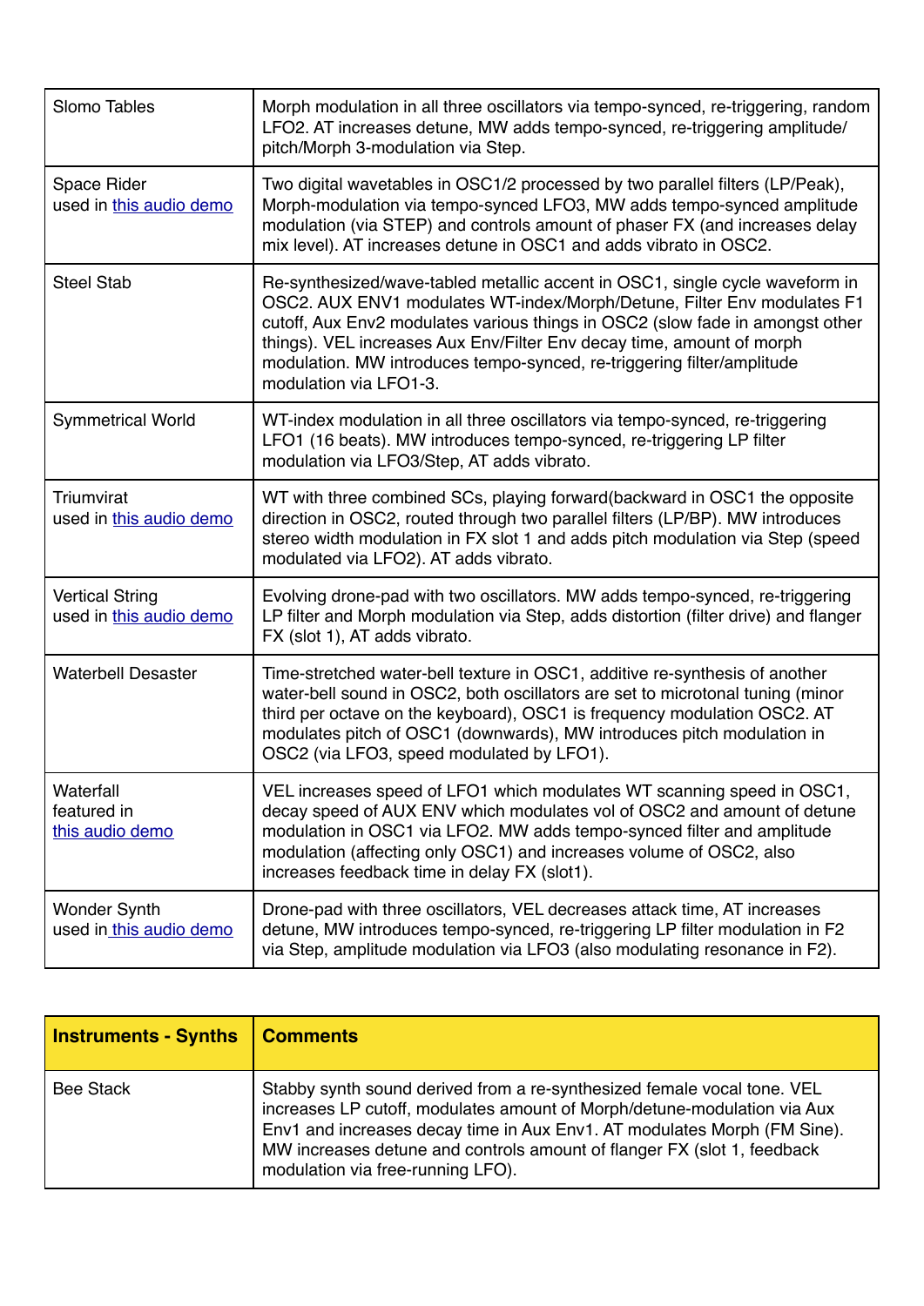| | |
|---|---|
| Slomo Tables | Morph modulation in all three oscillators via tempo-synced, re-triggering, random LFO2. AT increases detune, MW adds tempo-synced, re-triggering amplitude/ pitch/Morph 3-modulation via Step. |
| Space Rider<br>used in this audio demo | Two digital wavetables in OSC1/2 processed by two parallel filters (LP/Peak), Morph-modulation via tempo-synced LFO3, MW adds tempo-synced amplitude modulation (via STEP) and controls amount of phaser FX (and increases delay mix level). AT increases detune in OSC1 and adds vibrato in OSC2. |
| Steel Stab | Re-synthesized/wave-tabled metallic accent in OSC1, single cycle waveform in OSC2. AUX ENV1 modulates WT-index/Morph/Detune, Filter Env modulates F1 cutoff, Aux Env2 modulates various things in OSC2 (slow fade in amongst other things). VEL increases Aux Env/Filter Env decay time, amount of morph modulation. MW introduces tempo-synced, re-triggering filter/amplitude modulation via LFO1-3. |
| Symmetrical World | WT-index modulation in all three oscillators via tempo-synced, re-triggering LFO1 (16 beats). MW introduces tempo-synced, re-triggering LP filter modulation via LFO3/Step, AT adds vibrato. |
| Triumvirat<br>used in this audio demo | WT with three combined SCs, playing forward(backward in OSC1 the opposite direction in OSC2, routed through two parallel filters (LP/BP). MW introduces stereo width modulation in FX slot 1 and adds pitch modulation via Step (speed modulated via LFO2). AT adds vibrato. |
| Vertical String<br>used in this audio demo | Evolving drone-pad with two oscillators. MW adds tempo-synced, re-triggering LP filter and Morph modulation via Step, adds distortion (filter drive) and flanger FX (slot 1), AT adds vibrato. |
| Waterbell Desaster | Time-stretched water-bell texture in OSC1, additive re-synthesis of another water-bell sound in OSC2, both oscillators are set to microtonal tuning (minor third per octave on the keyboard), OSC1 is frequency modulation OSC2. AT modulates pitch of OSC1 (downwards), MW introduces pitch modulation in OSC2 (via LFO3, speed modulated by LFO1). |
| Waterfall<br>featured in<br>this audio demo | VEL increases speed of LFO1 which modulates WT scanning speed in OSC1, decay speed of AUX ENV which modulates vol of OSC2 and amount of detune modulation in OSC1 via LFO2. MW adds tempo-synced filter and amplitude modulation (affecting only OSC1) and increases volume of OSC2, also increases feedback time in delay FX (slot1). |
| Wonder Synth<br>used in this audio demo | Drone-pad with three oscillators, VEL decreases attack time, AT increases detune, MW introduces tempo-synced, re-triggering LP filter modulation in F2 via Step, amplitude modulation via LFO3 (also modulating resonance in F2). |

| **Instruments - Synths** | **Comments** |
|---|---|
| Bee Stack | Stabby synth sound derived from a re-synthesized female vocal tone. VEL increases LP cutoff, modulates amount of Morph/detune-modulation via Aux Env1 and increases decay time in Aux Env1. AT modulates Morph (FM Sine). MW increases detune and controls amount of flanger FX (slot 1, feedback modulation via free-running LFO). |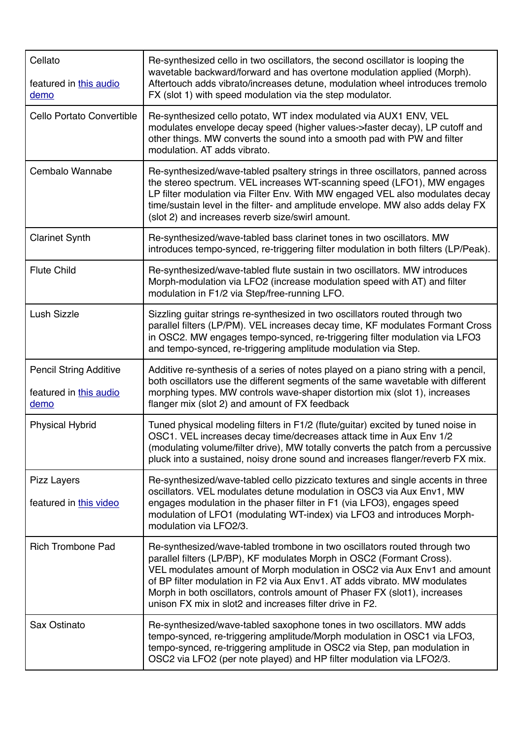| | |
|---|---|
| Cellato<br><br>featured in this audio demo | Re-synthesized cello in two oscillators, the second oscillator is looping the wavetable backward/forward and has overtone modulation applied (Morph). Aftertouch adds vibrato/increases detune, modulation wheel introduces tremolo FX (slot 1) with speed modulation via the step modulator. |
| Cello Portato Convertible | Re-synthesized cello potato, WT index modulated via AUX1 ENV, VEL modulates envelope decay speed (higher values->faster decay), LP cutoff and other things. MW converts the sound into a smooth pad with PW and filter modulation. AT adds vibrato. |
| Cembalo Wannabe | Re-synthesized/wave-tabled psaltery strings in three oscillators, panned across the stereo spectrum. VEL increases WT-scanning speed (LFO1), MW engages LP filter modulation via Filter Env. With MW engaged VEL also modulates decay time/sustain level in the filter- and amplitude envelope. MW also adds delay FX (slot 2) and increases reverb size/swirl amount. |
| Clarinet Synth | Re-synthesized/wave-tabled bass clarinet tones in two oscillators. MW introduces tempo-synced, re-triggering filter modulation in both filters (LP/Peak). |
| Flute Child | Re-synthesized/wave-tabled flute sustain in two oscillators. MW introduces Morph-modulation via LFO2 (increase modulation speed with AT) and filter modulation in F1/2 via Step/free-running LFO. |
| Lush Sizzle | Sizzling guitar strings re-synthesized in two oscillators routed through two parallel filters (LP/PM). VEL increases decay time, KF modulates Formant Cross in OSC2. MW engages tempo-synced, re-triggering filter modulation via LFO3 and tempo-synced, re-triggering amplitude modulation via Step. |
| Pencil String Additive<br><br>featured in this audio demo | Additive re-synthesis of a series of notes played on a piano string with a pencil, both oscillators use the different segments of the same wavetable with different morphing types. MW controls wave-shaper distortion mix (slot 1), increases flanger mix (slot 2) and amount of FX feedback |
| Physical Hybrid | Tuned physical modeling filters in F1/2 (flute/guitar) excited by tuned noise in OSC1. VEL increases decay time/decreases attack time in Aux Env 1/2 (modulating volume/filter drive), MW totally converts the patch from a percussive pluck into a sustained, noisy drone sound and increases flanger/reverb FX mix. |
| Pizz Layers<br><br>featured in this video | Re-synthesized/wave-tabled cello pizzicato textures and single accents in three oscillators. VEL modulates detune modulation in OSC3 via Aux Env1, MW engages modulation in the phaser filter in F1 (via LFO3), engages speed modulation of LFO1 (modulating WT-index) via LFO3 and introduces Morph-modulation via LFO2/3. |
| Rich Trombone Pad | Re-synthesized/wave-tabled trombone in two oscillators routed through two parallel filters (LP/BP), KF modulates Morph in OSC2 (Formant Cross). VEL modulates amount of Morph modulation in OSC2 via Aux Env1 and amount of BP filter modulation in F2 via Aux Env1. AT adds vibrato. MW modulates Morph in both oscillators, controls amount of Phaser FX (slot1), increases unison FX mix in slot2 and increases filter drive in F2. |
| Sax Ostinato | Re-synthesized/wave-tabled saxophone tones in two oscillators. MW adds tempo-synced, re-triggering amplitude/Morph modulation in OSC1 via LFO3, tempo-synced, re-triggering amplitude in OSC2 via Step, pan modulation in OSC2 via LFO2 (per note played) and HP filter modulation via LFO2/3. |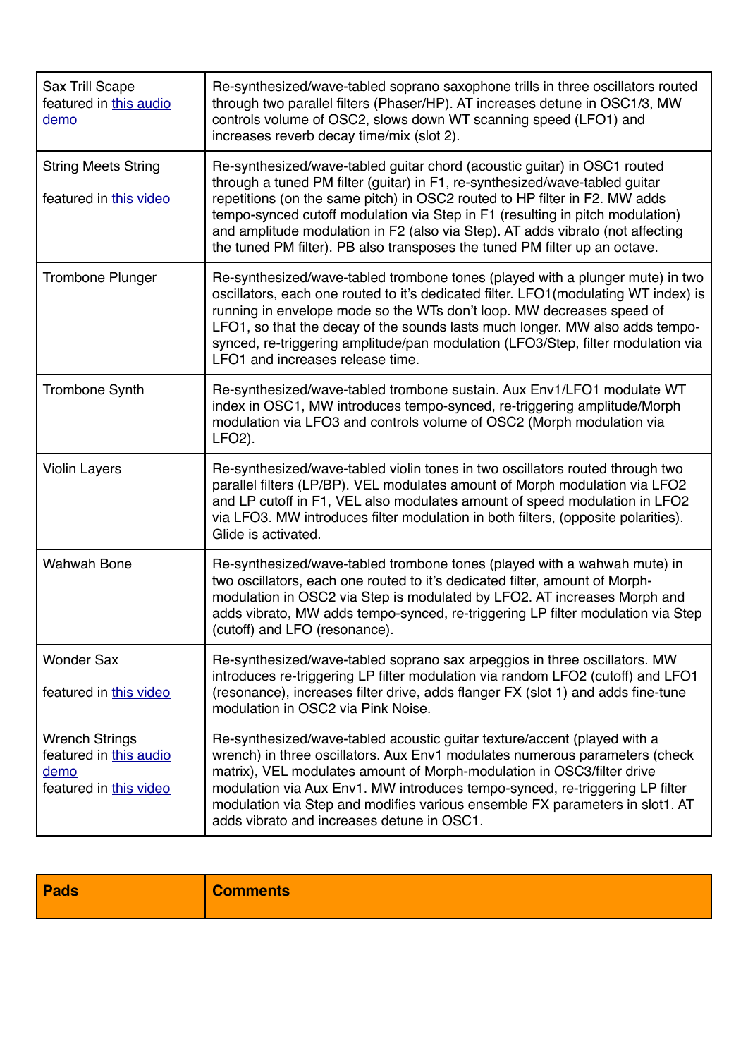| | |
|---|---|
| Sax Trill Scape featured in this audio demo | Re-synthesized/wave-tabled soprano saxophone trills in three oscillators routed through two parallel filters (Phaser/HP). AT increases detune in OSC1/3, MW controls volume of OSC2, slows down WT scanning speed (LFO1) and increases reverb decay time/mix (slot 2). |
| String Meets String<br><br>featured in this video | Re-synthesized/wave-tabled guitar chord (acoustic guitar) in OSC1 routed through a tuned PM filter (guitar) in F1, re-synthesized/wave-tabled guitar repetitions (on the same pitch) in OSC2 routed to HP filter in F2. MW adds tempo-synced cutoff modulation via Step in F1 (resulting in pitch modulation) and amplitude modulation in F2 (also via Step). AT adds vibrato (not affecting the tuned PM filter). PB also transposes the tuned PM filter up an octave. |
| Trombone Plunger | Re-synthesized/wave-tabled trombone tones (played with a plunger mute) in two oscillators, each one routed to it's dedicated filter. LFO1(modulating WT index) is running in envelope mode so the WTs don't loop. MW decreases speed of LFO1, so that the decay of the sounds lasts much longer. MW also adds tempo-synced, re-triggering amplitude/pan modulation (LFO3/Step, filter modulation via LFO1 and increases release time. |
| Trombone Synth | Re-synthesized/wave-tabled trombone sustain. Aux Env1/LFO1 modulate WT index in OSC1, MW introduces tempo-synced, re-triggering amplitude/Morph modulation via LFO3 and controls volume of OSC2 (Morph modulation via LFO2). |
| Violin Layers | Re-synthesized/wave-tabled violin tones in two oscillators routed through two parallel filters (LP/BP). VEL modulates amount of Morph modulation via LFO2 and LP cutoff in F1, VEL also modulates amount of speed modulation in LFO2 via LFO3. MW introduces filter modulation in both filters, (opposite polarities). Glide is activated. |
| Wahwah Bone | Re-synthesized/wave-tabled trombone tones (played with a wahwah mute) in two oscillators, each one routed to it's dedicated filter, amount of Morph-modulation in OSC2 via Step is modulated by LFO2. AT increases Morph and adds vibrato, MW adds tempo-synced, re-triggering LP filter modulation via Step (cutoff) and LFO (resonance). |
| Wonder Sax<br><br>featured in this video | Re-synthesized/wave-tabled soprano sax arpeggios in three oscillators. MW introduces re-triggering LP filter modulation via random LFO2 (cutoff) and LFO1 (resonance), increases filter drive, adds flanger FX (slot 1) and adds fine-tune modulation in OSC2 via Pink Noise. |
| Wrench Strings featured in this audio demo featured in this video | Re-synthesized/wave-tabled acoustic guitar texture/accent (played with a wrench) in three oscillators. Aux Env1 modulates numerous parameters (check matrix), VEL modulates amount of Morph-modulation in OSC3/filter drive modulation via Aux Env1. MW introduces tempo-synced, re-triggering LP filter modulation via Step and modifies various ensemble FX parameters in slot1. AT adds vibrato and increases detune in OSC1. |

| **Pads** | **Comments** |
|---|---|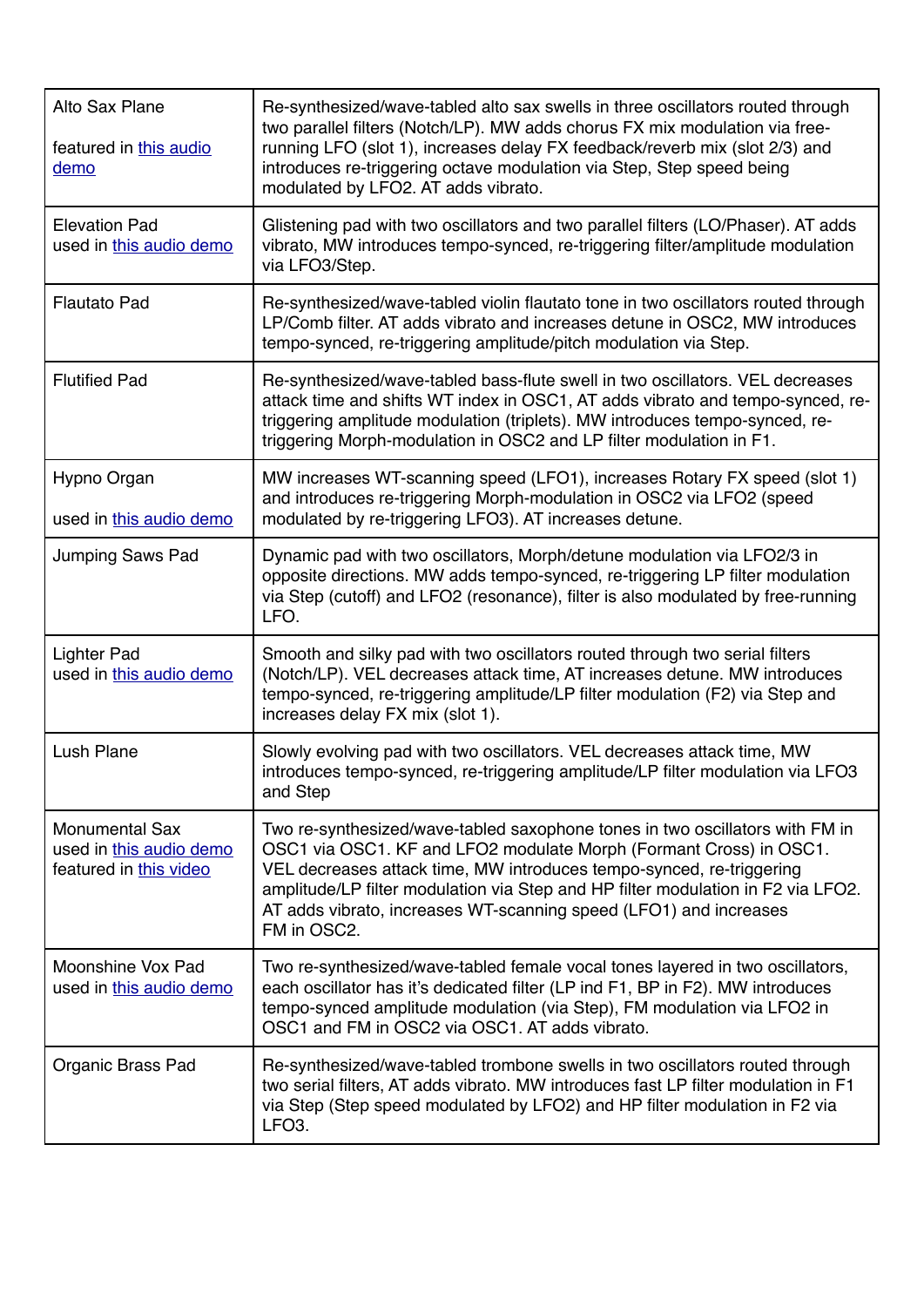| | |
|---|---|
| Alto Sax Plane<br><br>featured in [this audio demo]() | Re-synthesized/wave-tabled alto sax swells in three oscillators routed through two parallel filters (Notch/LP). MW adds chorus FX mix modulation via free-running LFO (slot 1), increases delay FX feedback/reverb mix (slot 2/3) and introduces re-triggering octave modulation via Step, Step speed being modulated by LFO2. AT adds vibrato. |
| Elevation Pad<br>used in [this audio demo]() | Glistening pad with two oscillators and two parallel filters (LO/Phaser). AT adds vibrato, MW introduces tempo-synced, re-triggering filter/amplitude modulation via LFO3/Step. |
| Flautato Pad | Re-synthesized/wave-tabled violin flautato tone in two oscillators routed through LP/Comb filter. AT adds vibrato and increases detune in OSC2, MW introduces tempo-synced, re-triggering amplitude/pitch modulation via Step. |
| Flutified Pad | Re-synthesized/wave-tabled bass-flute swell in two oscillators. VEL decreases attack time and shifts WT index in OSC1, AT adds vibrato and tempo-synced, re-triggering amplitude modulation (triplets). MW introduces tempo-synced, re-triggering Morph-modulation in OSC2 and LP filter modulation in F1. |
| Hypno Organ<br><br>used in [this audio demo]() | MW increases WT-scanning speed (LFO1), increases Rotary FX speed (slot 1) and introduces re-triggering Morph-modulation in OSC2 via LFO2 (speed modulated by re-triggering LFO3). AT increases detune. |
| Jumping Saws Pad | Dynamic pad with two oscillators, Morph/detune modulation via LFO2/3 in opposite directions. MW adds tempo-synced, re-triggering LP filter modulation via Step (cutoff) and LFO2 (resonance), filter is also modulated by free-running LFO. |
| Lighter Pad<br>used in [this audio demo]() | Smooth and silky pad with two oscillators routed through two serial filters (Notch/LP). VEL decreases attack time, AT increases detune. MW introduces tempo-synced, re-triggering amplitude/LP filter modulation (F2) via Step and increases delay FX mix (slot 1). |
| Lush Plane | Slowly evolving pad with two oscillators. VEL decreases attack time, MW introduces tempo-synced, re-triggering amplitude/LP filter modulation via LFO3 and Step |
| Monumental Sax<br>used in [this audio demo]()<br>featured in [this video]() | Two re-synthesized/wave-tabled saxophone tones in two oscillators with FM in OSC1 via OSC1. KF and LFO2 modulate Morph (Formant Cross) in OSC1. VEL decreases attack time, MW introduces tempo-synced, re-triggering amplitude/LP filter modulation via Step and HP filter modulation in F2 via LFO2. AT adds vibrato, increases WT-scanning speed (LFO1) and increases FM in OSC2. |
| Moonshine Vox Pad<br>used in [this audio demo]() | Two re-synthesized/wave-tabled female vocal tones layered in two oscillators, each oscillator has it's dedicated filter (LP ind F1, BP in F2). MW introduces tempo-synced amplitude modulation (via Step), FM modulation via LFO2 in OSC1 and FM in OSC2 via OSC1. AT adds vibrato. |
| Organic Brass Pad | Re-synthesized/wave-tabled trombone swells in two oscillators routed through two serial filters, AT adds vibrato. MW introduces fast LP filter modulation in F1 via Step (Step speed modulated by LFO2) and HP filter modulation in F2 via LFO3. |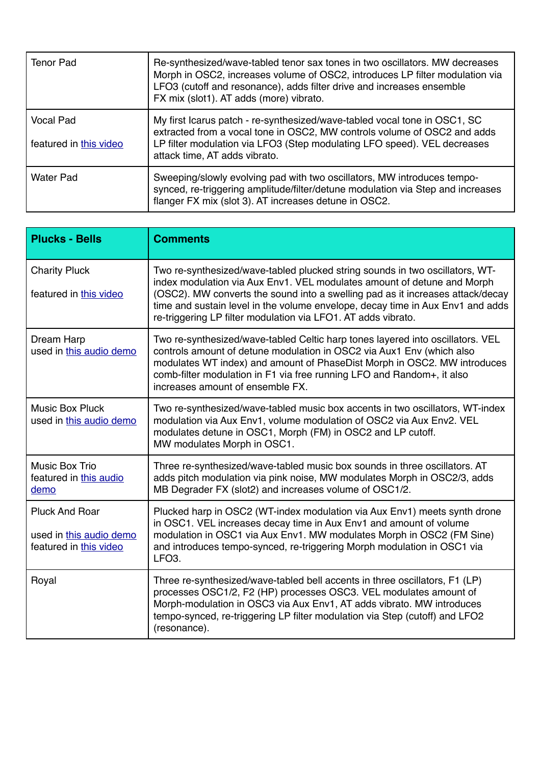| | |
|---|---|
| Tenor Pad | Re-synthesized/wave-tabled tenor sax tones in two oscillators. MW decreases Morph in OSC2, increases volume of OSC2, introduces LP filter modulation via LFO3 (cutoff and resonance), adds filter drive and increases ensemble FX mix (slot1). AT adds (more) vibrato. |
| Vocal Pad<br><br>featured in this video | My first Icarus patch - re-synthesized/wave-tabled vocal tone in OSC1, SC extracted from a vocal tone in OSC2, MW controls volume of OSC2 and adds LP filter modulation via LFO3 (Step modulating LFO speed). VEL decreases attack time, AT adds vibrato. |
| Water Pad | Sweeping/slowly evolving pad with two oscillators, MW introduces tempo-synced, re-triggering amplitude/filter/detune modulation via Step and increases flanger FX mix (slot 3). AT increases detune in OSC2. |

| **Plucks - Bells** | **Comments** |
|---|---|
| Charity Pluck<br><br>featured in this video | Two re-synthesized/wave-tabled plucked string sounds in two oscillators, WT-index modulation via Aux Env1. VEL modulates amount of detune and Morph (OSC2). MW converts the sound into a swelling pad as it increases attack/decay time and sustain level in the volume envelope, decay time in Aux Env1 and adds re-triggering LP filter modulation via LFO1. AT adds vibrato. |
| Dream Harp<br>used in this audio demo | Two re-synthesized/wave-tabled Celtic harp tones layered into oscillators. VEL controls amount of detune modulation in OSC2 via Aux1 Env (which also modulates WT index) and amount of PhaseDist Morph in OSC2. MW introduces comb-filter modulation in F1 via free running LFO and Random+, it also increases amount of ensemble FX. |
| Music Box Pluck<br>used in this audio demo | Two re-synthesized/wave-tabled music box accents in two oscillators, WT-index modulation via Aux Env1, volume modulation of OSC2 via Aux Env2. VEL modulates detune in OSC1, Morph (FM) in OSC2 and LP cutoff.<br>MW modulates Morph in OSC1. |
| Music Box Trio<br>featured in this audio demo | Three re-synthesized/wave-tabled music box sounds in three oscillators. AT adds pitch modulation via pink noise, MW modulates Morph in OSC2/3, adds MB Degrader FX (slot2) and increases volume of OSC1/2. |
| Pluck And Roar<br><br>used in this audio demo<br>featured in this video | Plucked harp in OSC2 (WT-index modulation via Aux Env1) meets synth drone in OSC1. VEL increases decay time in Aux Env1 and amount of volume modulation in OSC1 via Aux Env1. MW modulates Morph in OSC2 (FM Sine) and introduces tempo-synced, re-triggering Morph modulation in OSC1 via LFO3. |
| Royal | Three re-synthesized/wave-tabled bell accents in three oscillators, F1 (LP) processes OSC1/2, F2 (HP) processes OSC3. VEL modulates amount of Morph-modulation in OSC3 via Aux Env1, AT adds vibrato. MW introduces tempo-synced, re-triggering LP filter modulation via Step (cutoff) and LFO2 (resonance). |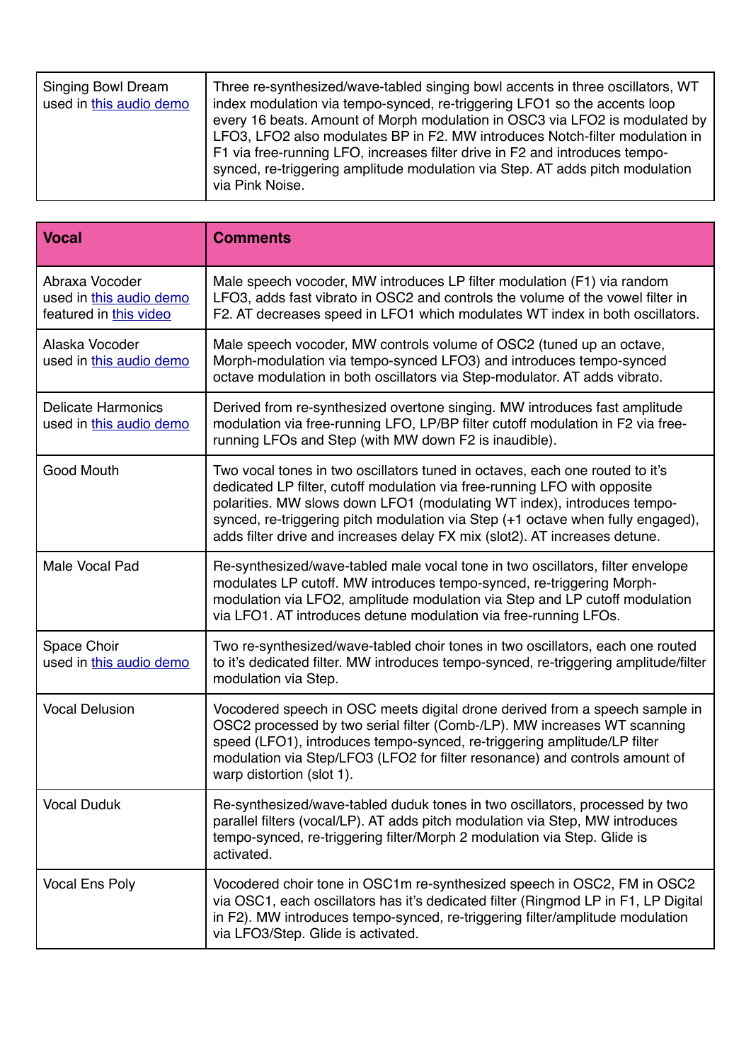| | |
|---|---|
| Singing Bowl Dream<br>used in this audio demo | Three re-synthesized/wave-tabled singing bowl accents in three oscillators, WT index modulation via tempo-synced, re-triggering LFO1 so the accents loop every 16 beats. Amount of Morph modulation in OSC3 via LFO2 is modulated by LFO3, LFO2 also modulates BP in F2. MW introduces Notch-filter modulation in F1 via free-running LFO, increases filter drive in F2 and introduces tempo-synced, re-triggering amplitude modulation via Step. AT adds pitch modulation via Pink Noise. |

| Vocal | Comments |
|---|---|
| Abraxa Vocoder<br>used in this audio demo<br>featured in this video | Male speech vocoder, MW introduces LP filter modulation (F1) via random LFO3, adds fast vibrato in OSC2 and controls the volume of the vowel filter in F2. AT decreases speed in LFO1 which modulates WT index in both oscillators. |
| Alaska Vocoder<br>used in this audio demo | Male speech vocoder, MW controls volume of OSC2 (tuned up an octave, Morph-modulation via tempo-synced LFO3) and introduces tempo-synced octave modulation in both oscillators via Step-modulator. AT adds vibrato. |
| Delicate Harmonics<br>used in this audio demo | Derived from re-synthesized overtone singing. MW introduces fast amplitude modulation via free-running LFO, LP/BP filter cutoff modulation in F2 via free-running LFOs and Step (with MW down F2 is inaudible). |
| Good Mouth | Two vocal tones in two oscillators tuned in octaves, each one routed to it's dedicated LP filter, cutoff modulation via free-running LFO with opposite polarities. MW slows down LFO1 (modulating WT index), introduces tempo-synced, re-triggering pitch modulation via Step (+1 octave when fully engaged), adds filter drive and increases delay FX mix (slot2). AT increases detune. |
| Male Vocal Pad | Re-synthesized/wave-tabled male vocal tone in two oscillators, filter envelope modulates LP cutoff. MW introduces tempo-synced, re-triggering Morph-modulation via LFO2, amplitude modulation via Step and LP cutoff modulation via LFO1. AT introduces detune modulation via free-running LFOs. |
| Space Choir<br>used in this audio demo | Two re-synthesized/wave-tabled choir tones in two oscillators, each one routed to it's dedicated filter. MW introduces tempo-synced, re-triggering amplitude/filter modulation via Step. |
| Vocal Delusion | Vocodered speech in OSC meets digital drone derived from a speech sample in OSC2 processed by two serial filter (Comb-/LP). MW increases WT scanning speed (LFO1), introduces tempo-synced, re-triggering amplitude/LP filter modulation via Step/LFO3 (LFO2 for filter resonance) and controls amount of warp distortion (slot 1). |
| Vocal Duduk | Re-synthesized/wave-tabled duduk tones in two oscillators, processed by two parallel filters (vocal/LP). AT adds pitch modulation via Step, MW introduces tempo-synced, re-triggering filter/Morph 2 modulation via Step. Glide is activated. |
| Vocal Ens Poly | Vocodered choir tone in OSC1m re-synthesized speech in OSC2, FM in OSC2 via OSC1, each oscillators has it's dedicated filter (Ringmod LP in F1, LP Digital in F2). MW introduces tempo-synced, re-triggering filter/amplitude modulation via LFO3/Step. Glide is activated. |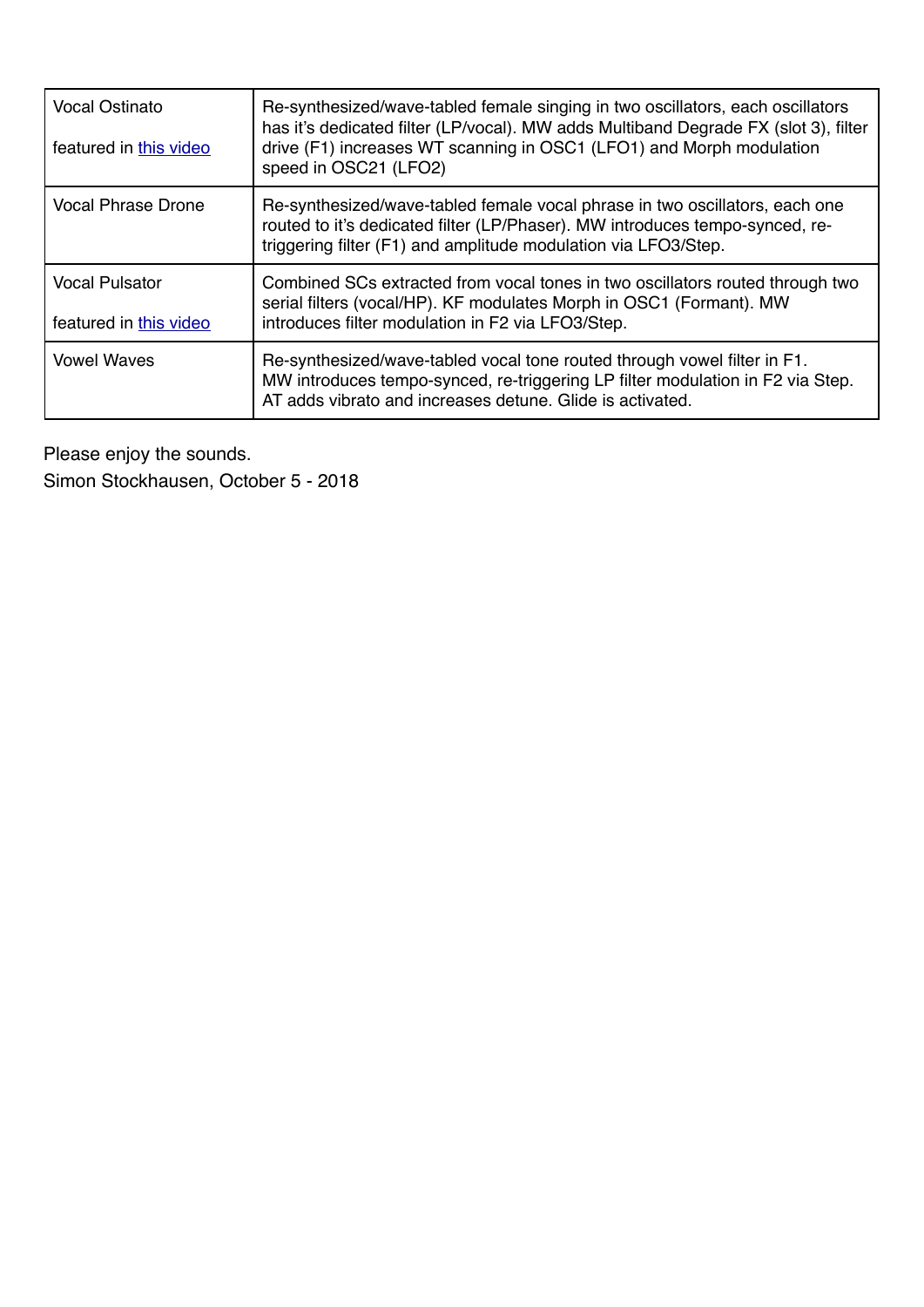| | |
|---|---|
| Vocal Ostinato<br><br>featured in [this video]() | Re-synthesized/wave-tabled female singing in two oscillators, each oscillators has it's dedicated filter (LP/vocal). MW adds Multiband Degrade FX (slot 3), filter drive (F1) increases WT scanning in OSC1 (LFO1) and Morph modulation speed in OSC21 (LFO2) |
| Vocal Phrase Drone | Re-synthesized/wave-tabled female vocal phrase in two oscillators, each one routed to it's dedicated filter (LP/Phaser). MW introduces tempo-synced, re-triggering filter (F1) and amplitude modulation via LFO3/Step. |
| Vocal Pulsator<br><br>featured in [this video]() | Combined SCs extracted from vocal tones in two oscillators routed through two serial filters (vocal/HP). KF modulates Morph in OSC1 (Formant). MW introduces filter modulation in F2 via LFO3/Step. |
| Vowel Waves | Re-synthesized/wave-tabled vocal tone routed through vowel filter in F1. MW introduces tempo-synced, re-triggering LP filter modulation in F2 via Step. AT adds vibrato and increases detune. Glide is activated. |

Please enjoy the sounds.
Simon Stockhausen, October 5 - 2018